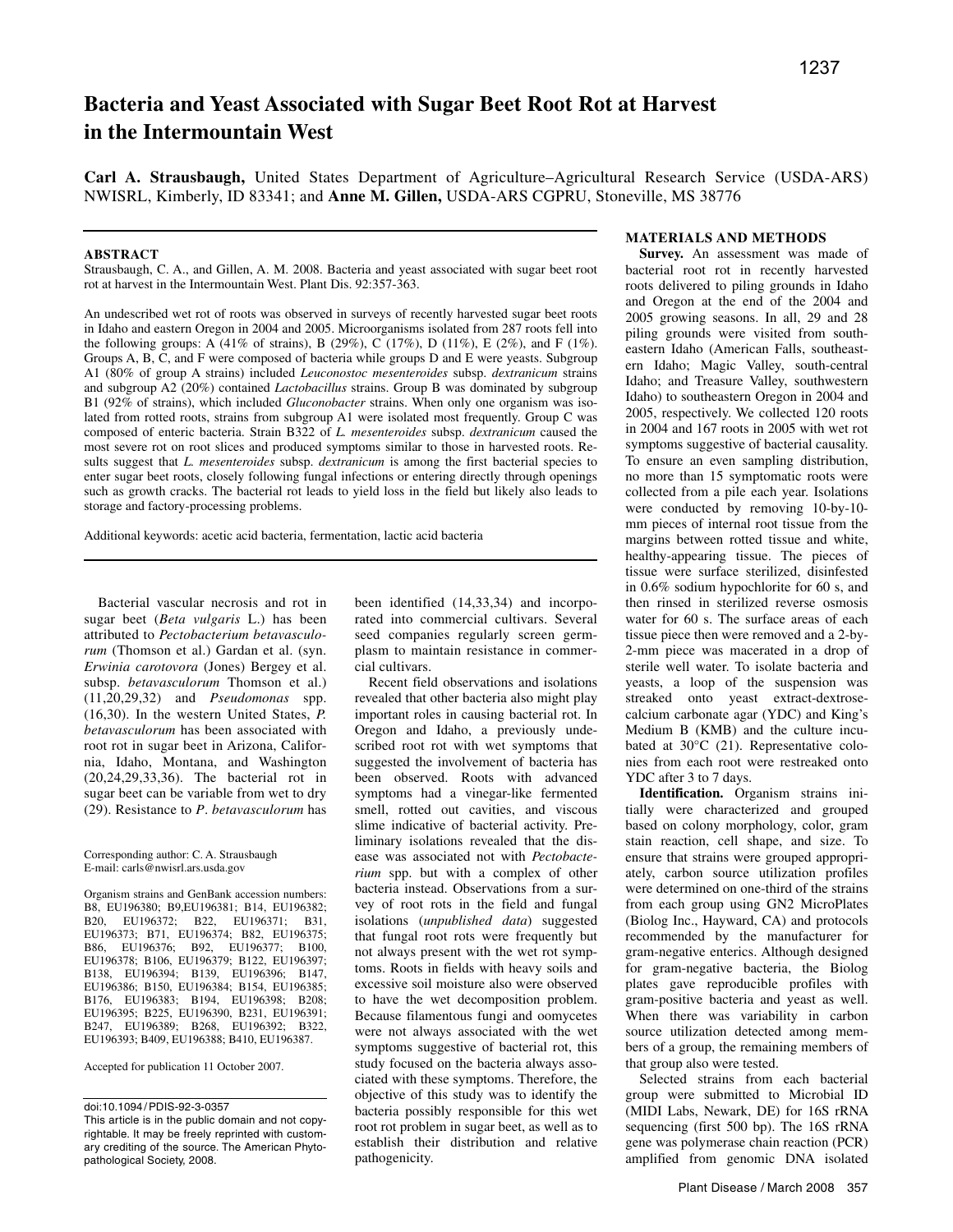# Bacteria and Yeast Associated with Sugar Beet Root Rot at Harvest in the Intermountain West

**Carl A. Strausbaugh,** United States Department of Agriculture–Agricultural Research Service (USDA-ARS) NWISRL, Kimberly, ID 83341; and **Anne M. Gillen,** USDA-ARS CGPRU, Stoneville, MS 38776

## ABSTRACT

Strausbaugh, C. A., and Gillen, A. M. 2008. Bacteria and yeast associated with sugar beet root rot at harvest in the Intermountain West. Plant Dis. 92:357-363.

An undescribed wet rot of roots was observed in surveys of recently harvested sugar beet roots in Idaho and eastern Oregon in 2004 and 2005. Microorganisms isolated from 287 roots fell into the following groups: A (41% of strains), B (29%), C (17%), D (11%), E (2%), and F (1%). Groups A, B, C, and F were composed of bacteria while groups D and E were yeasts. Subgroup A1 (80% of group A strains) included *Leuconostoc mesenteroides* subsp. *dextranicum* strains and subgroup A2 (20%) contained *Lactobacillus* strains. Group B was dominated by subgroup B1 (92% of strains), which included *Gluconobacter* strains. When only one organism was isolated from rotted roots, strains from subgroup A1 were isolated most frequently. Group C was composed of enteric bacteria. Strain B322 of *L. mesenteroides* subsp. *dextranicum* caused the most severe rot on root slices and produced symptoms similar to those in harvested roots. Results suggest that *L. mesenteroides* subsp. *dextranicum* is among the first bacterial species to enter sugar beet roots, closely following fungal infections or entering directly through openings such as growth cracks. The bacterial rot leads to yield loss in the field but likely also leads to storage and factory-processing problems.

Additional keywords: acetic acid bacteria, fermentation, lactic acid bacteria

Bacterial vascular necrosis and rot in sugar beet (*Beta vulgaris* L.) has been attributed to *Pectobacterium betavasculorum* (Thomson et al.) Gardan et al. (syn. *Erwinia carotovora* (Jones) Bergey et al. subsp. *betavasculorum* Thomson et al.) (11,20,29,32) and *Pseudomonas* spp. (16,30). In the western United States, *P. betavasculorum* has been associated with root rot in sugar beet in Arizona, California, Idaho, Montana, and Washington (20,24,29,33,36). The bacterial rot in sugar beet can be variable from wet to dry (29). Resistance to *P. betavasculorum* has been identified (14,33,34) and incorporated into commercial cultivars. Several seed companies regularly screen germplasm to maintain resistance in commercial cultivars.

Recent field observations and isolations revealed that other bacteria also might play important roles in causing bacterial rot. In Oregon and Idaho, a previously undescribed root rot with wet symptoms that suggested the involvement of bacteria has been observed. Roots with advanced symptoms had a vinegar-like fermented smell, rotted out cavities, and viscous slime indicative of bacterial activity. Preliminary isolations revealed that the disease was associated not with *Pectobacterium* spp. but with a complex of other bacteria instead. Observations from a survey of root rots in the field and fungal isolations (*unpublished data*) suggested that fungal root rots were frequently but not always present with the wet rot symptoms. Roots in fields with heavy soils and excessive soil moisture also were observed to have the wet decomposition problem. Because filamentous fungi and oomycetes were not always associated with the wet symptoms suggestive of bacterial rot, this study focused on the bacteria always associated with these symptoms. Therefore, the objective of this study was to identify the bacteria possibly responsible for this wet root rot problem in sugar beet, as well as to establish their distribution and relative pathogenicity.

Corresponding author: C. A. Strausbaugh
E-mail: carls@nwisrl.ars.usda.gov

Organism strains and GenBank accession numbers: B8, EU196380; B9,EU196381; B14, EU196382; B20, EU196372; B22, EU196371; B31, EU196373; B71, EU196374; B82, EU196375; B86, EU196376; B92, EU196377; B100, EU196378; B106, EU196379; B122, EU196397; B138, EU196394; B139, EU196396; B147, EU196386; B150, EU196384; B154, EU196385; B176, EU196383; B194, EU196398; B208; EU196395; B225, EU196390, B231, EU196391; B247, EU196389; B268, EU196392; B322, EU196393; B409, EU196388; B410, EU196387.

Accepted for publication 11 October 2007.

doi:10.1094/PDIS-92-3-0357
This article is in the public domain and not copyrightable. It may be freely reprinted with customary crediting of the source. The American Phytopathological Society, 2008.

## MATERIALS AND METHODS

**Survey.** An assessment was made of bacterial root rot in recently harvested roots delivered to piling grounds in Idaho and Oregon at the end of the 2004 and 2005 growing seasons. In all, 29 and 28 piling grounds were visited from southeastern Idaho (American Falls, southeastern Idaho; Magic Valley, south-central Idaho; and Treasure Valley, southwestern Idaho) to southeastern Oregon in 2004 and 2005, respectively. We collected 120 roots in 2004 and 167 roots in 2005 with wet rot symptoms suggestive of bacterial causality. To ensure an even sampling distribution, no more than 15 symptomatic roots were collected from a pile each year. Isolations were conducted by removing 10-by-10-mm pieces of internal root tissue from the margins between rotted tissue and white, healthy-appearing tissue. The pieces of tissue were surface sterilized, disinfested in 0.6% sodium hypochlorite for 60 s, and then rinsed in sterilized reverse osmosis water for 60 s. The surface areas of each tissue piece then were removed and a 2-by-2-mm piece was macerated in a drop of sterile well water. To isolate bacteria and yeasts, a loop of the suspension was streaked onto yeast extract-dextrose-calcium carbonate agar (YDC) and King's Medium B (KMB) and the culture incubated at 30°C (21). Representative colonies from each root were restreaked onto YDC after 3 to 7 days.

**Identification.** Organism strains initially were characterized and grouped based on colony morphology, color, gram stain reaction, cell shape, and size. To ensure that strains were grouped appropriately, carbon source utilization profiles were determined on one-third of the strains from each group using GN2 MicroPlates (Biolog Inc., Hayward, CA) and protocols recommended by the manufacturer for gram-negative enterics. Although designed for gram-negative bacteria, the Biolog plates gave reproducible profiles with gram-positive bacteria and yeast as well. When there was variability in carbon source utilization detected among members of a group, the remaining members of that group also were tested.

Selected strains from each bacterial group were submitted to Microbial ID (MIDI Labs, Newark, DE) for 16S rRNA sequencing (first 500 bp). The 16S rRNA gene was polymerase chain reaction (PCR) amplified from genomic DNA isolated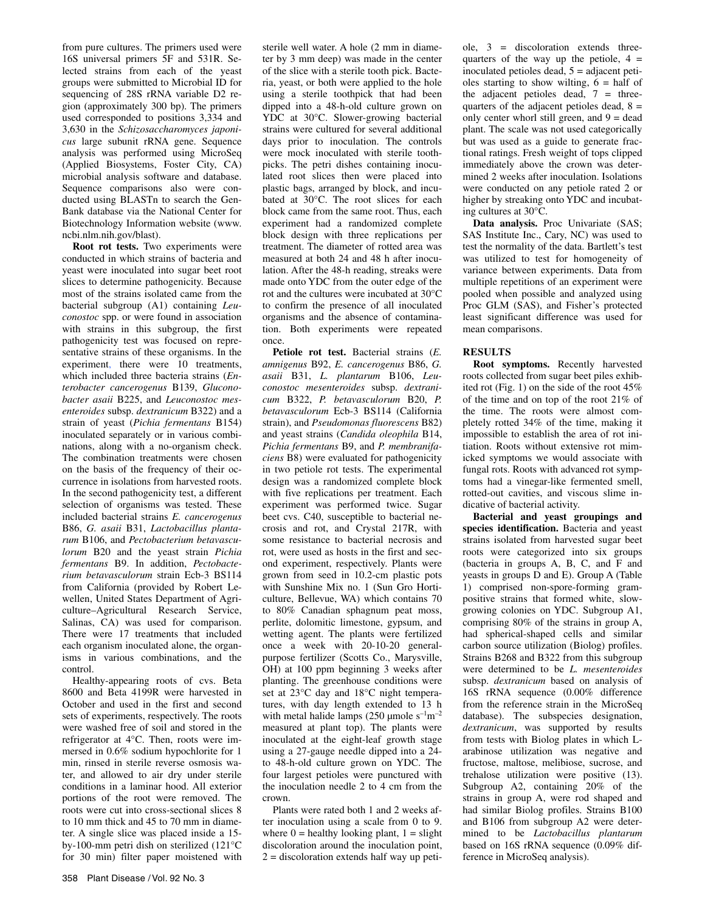from pure cultures. The primers used were 16S universal primers 5F and 531R. Selected strains from each of the yeast groups were submitted to Microbial ID for sequencing of 28S rRNA variable D2 region (approximately 300 bp). The primers used corresponded to positions 3,334 and 3,630 in the *Schizosaccharomyces japonicus* large subunit rRNA gene. Sequence analysis was performed using MicroSeq (Applied Biosystems, Foster City, CA) microbial analysis software and database. Sequence comparisons also were conducted using BLASTn to search the GenBank database via the National Center for Biotechnology Information website (www.ncbi.nlm.nih.gov/blast).

**Root rot tests.** Two experiments were conducted in which strains of bacteria and yeast were inoculated into sugar beet root slices to determine pathogenicity. Because most of the strains isolated came from the bacterial subgroup (A1) containing *Leuconostoc* spp. or were found in association with strains in this subgroup, the first pathogenicity test was focused on representative strains of these organisms. In the experiment, there were 10 treatments, which included three bacteria strains (*Enterobacter cancerogenus* B139, *Gluconobacter asaii* B225, and *Leuconostoc mesenteroides* subsp. *dextranicum* B322) and a strain of yeast (*Pichia fermentans* B154) inoculated separately or in various combinations, along with a no-organism check. The combination treatments were chosen on the basis of the frequency of their occurrence in isolations from harvested roots. In the second pathogenicity test, a different selection of organisms was tested. These included bacterial strains *E. cancerogenus* B86, *G. asaii* B31, *Lactobacillus plantarum* B106, and *Pectobacterium betavasculorum* B20 and the yeast strain *Pichia fermentans* B9. In addition, *Pectobacterium betavasculorum* strain Ecb-3 BS114 from California (provided by Robert Lewellen, United States Department of Agriculture–Agricultural Research Service, Salinas, CA) was used for comparison. There were 17 treatments that included each organism inoculated alone, the organisms in various combinations, and the control.

Healthy-appearing roots of cvs. Beta 8600 and Beta 4199R were harvested in October and used in the first and second sets of experiments, respectively. The roots were washed free of soil and stored in the refrigerator at 4°C. Then, roots were immersed in 0.6% sodium hypochlorite for 1 min, rinsed in sterile reverse osmosis water, and allowed to air dry under sterile conditions in a laminar hood. All exterior portions of the root were removed. The roots were cut into cross-sectional slices 8 to 10 mm thick and 45 to 70 mm in diameter. A single slice was placed inside a 15-by-100-mm petri dish on sterilized (121°C for 30 min) filter paper moistened with sterile well water. A hole (2 mm in diameter by 3 mm deep) was made in the center of the slice with a sterile tooth pick. Bacteria, yeast, or both were applied to the hole using a sterile toothpick that had been dipped into a 48-h-old culture grown on YDC at 30°C. Slower-growing bacterial strains were cultured for several additional days prior to inoculation. The controls were mock inoculated with sterile toothpicks. The petri dishes containing inoculated root slices then were placed into plastic bags, arranged by block, and incubated at 30°C. The root slices for each block came from the same root. Thus, each experiment had a randomized complete block design with three replications per treatment. The diameter of rotted area was measured at both 24 and 48 h after inoculation. After the 48-h reading, streaks were made onto YDC from the outer edge of the rot and the cultures were incubated at 30°C to confirm the presence of all inoculated organisms and the absence of contamination. Both experiments were repeated once.

**Petiole rot test.** Bacterial strains (*E. amnigenus* B92, *E. cancerogenus* B86, *G. asaii* B31, *L. plantarum* B106, *Leuconostoc mesenteroides* subsp. *dextranicum* B322, *P. betavasculorum* B20, *P. betavasculorum* Ecb-3 BS114 (California strain), and *Pseudomonas fluorescens* B82) and yeast strains (*Candida oleophila* B14, *Pichia fermentans* B9, and *P. membranifaciens* B8) were evaluated for pathogenicity in two petiole rot tests. The experimental design was a randomized complete block with five replications per treatment. Each experiment was performed twice. Sugar beet cvs. C40, susceptible to bacterial necrosis and rot, and Crystal 217R, with some resistance to bacterial necrosis and rot, were used as hosts in the first and second experiment, respectively. Plants were grown from seed in 10.2-cm plastic pots with Sunshine Mix no. 1 (Sun Gro Horticulture, Bellevue, WA) which contains 70 to 80% Canadian sphagnum peat moss, perlite, dolomitic limestone, gypsum, and wetting agent. The plants were fertilized once a week with 20-10-20 general-purpose fertilizer (Scotts Co., Marysville, OH) at 100 ppm beginning 3 weeks after planting. The greenhouse conditions were set at 23°C day and 18°C night temperatures, with day length extended to 13 h with metal halide lamps (250 μmole $s^{-1}m^{-2}$ measured at plant top). The plants were inoculated at the eight-leaf growth stage using a 27-gauge needle dipped into a 24- to 48-h-old culture grown on YDC. The four largest petioles were punctured with the inoculation needle 2 to 4 cm from the crown.

Plants were rated both 1 and 2 weeks after inoculation using a scale from 0 to 9. where 0 = healthy looking plant, 1 = slight discoloration around the inoculation point, 2 = discoloration extends half way up petiole, 3 = discoloration extends three-quarters of the way up the petiole, 4 = inoculated petioles dead, 5 = adjacent petioles starting to show wilting, 6 = half of the adjacent petioles dead, 7 = three-quarters of the adjacent petioles dead, 8 = only center whorl still green, and 9 = dead plant. The scale was not used categorically but was used as a guide to generate fractional ratings. Fresh weight of tops clipped immediately above the crown was determined 2 weeks after inoculation. Isolations were conducted on any petiole rated 2 or higher by streaking onto YDC and incubating cultures at 30°C.

**Data analysis.** Proc Univariate (SAS; SAS Institute Inc., Cary, NC) was used to test the normality of the data. Bartlett's test was utilized to test for homogeneity of variance between experiments. Data from multiple repetitions of an experiment were pooled when possible and analyzed using Proc GLM (SAS), and Fisher's protected least significant difference was used for mean comparisons.

## RESULTS

**Root symptoms.** Recently harvested roots collected from sugar beet piles exhibited rot (Fig. 1) on the side of the root 45% of the time and on top of the root 21% of the time. The roots were almost completely rotted 34% of the time, making it impossible to establish the area of rot initiation. Roots without extensive rot mimicked symptoms we would associate with fungal rots. Roots with advanced rot symptoms had a vinegar-like fermented smell, rotted-out cavities, and viscous slime indicative of bacterial activity.

**Bacterial and yeast groupings and species identification.** Bacteria and yeast strains isolated from harvested sugar beet roots were categorized into six groups (bacteria in groups A, B, C, and F and yeasts in groups D and E). Group A (Table 1) comprised non-spore-forming gram-positive strains that formed white, slow-growing colonies on YDC. Subgroup A1, comprising 80% of the strains in group A, had spherical-shaped cells and similar carbon source utilization (Biolog) profiles. Strains B268 and B322 from this subgroup were determined to be *L. mesenteroides* subsp. *dextranicum* based on analysis of 16S rRNA sequence (0.00% difference from the reference strain in the MicroSeq database). The subspecies designation, *dextranicum*, was supported by results from tests with Biolog plates in which L-arabinose utilization was negative and fructose, maltose, melibiose, sucrose, and trehalose utilization were positive (13). Subgroup A2, containing 20% of the strains in group A, were rod shaped and had similar Biolog profiles. Strains B100 and B106 from subgroup A2 were determined to be *Lactobacillus plantarum* based on 16S rRNA sequence (0.09% difference in MicroSeq analysis).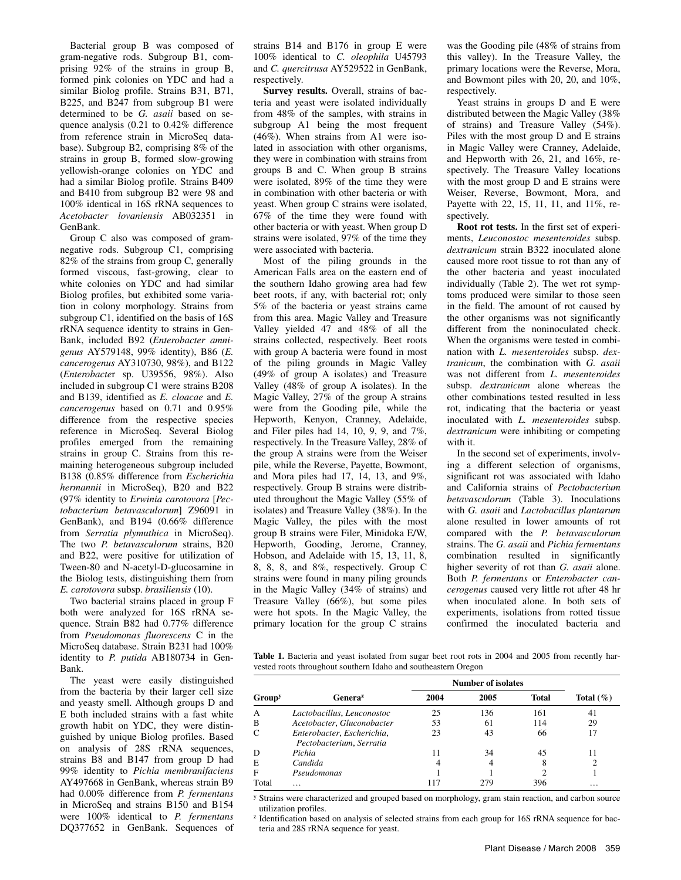Bacterial group B was composed of gram-negative rods. Subgroup B1, comprising 92% of the strains in group B, formed pink colonies on YDC and had a similar Biolog profile. Strains B31, B71, B225, and B247 from subgroup B1 were determined to be *G. asaii* based on sequence analysis (0.21 to 0.42% difference from reference strain in MicroSeq database). Subgroup B2, comprising 8% of the strains in group B, formed slow-growing yellowish-orange colonies on YDC and had a similar Biolog profile. Strains B409 and B410 from subgroup B2 were 98 and 100% identical in 16S rRNA sequences to *Acetobacter lovaniensis* AB032351 in GenBank.

Group C also was composed of gram-negative rods. Subgroup C1, comprising 82% of the strains from group C, generally formed viscous, fast-growing, clear to white colonies on YDC and had similar Biolog profiles, but exhibited some variation in colony morphology. Strains from subgroup C1, identified on the basis of 16S rRNA sequence identity to strains in GenBank, included B92 (*Enterobacter amnigenus* AY579148, 99% identity), B86 (*E. cancerogenus* AY310730, 98%), and B122 (*Enterobacte*r sp. U39556, 98%). Also included in subgroup C1 were strains B208 and B139, identified as *E. cloacae* and *E. cancerogenus* based on 0.71 and 0.95% difference from the respective species reference in MicroSeq. Several Biolog profiles emerged from the remaining strains in group C. Strains from this remaining heterogeneous subgroup included B138 (0.85% difference from *Escherichia hermannii* in MicroSeq), B20 and B22 (97% identity to *Erwinia carotovora* [*Pectobacterium betavasculorum*] Z96091 in GenBank), and B194 (0.66% difference from *Serratia plymuthica* in MicroSeq). The two *P. betavasculorum* strains, B20 and B22, were positive for utilization of Tween-80 and N-acetyl-D-glucosamine in the Biolog tests, distinguishing them from *E. carotovora* subsp. *brasiliensis* (10).

Two bacterial strains placed in group F both were analyzed for 16S rRNA sequence. Strain B82 had 0.77% difference from *Pseudomonas fluorescens* C in the MicroSeq database. Strain B231 had 100% identity to *P. putida* AB180734 in GenBank.

The yeast were easily distinguished from the bacteria by their larger cell size and yeasty smell. Although groups D and E both included strains with a fast white growth habit on YDC, they were distinguished by unique Biolog profiles. Based on analysis of 28S rRNA sequences, strains B8 and B147 from group D had 99% identity to *Pichia membranifaciens* AY497668 in GenBank, whereas strain B9 had 0.00% difference from *P. fermentans* in MicroSeq and strains B150 and B154 were 100% identical to *P. fermentans* DQ377652 in GenBank. Sequences of strains B14 and B176 in group E were 100% identical to *C. oleophila* U45793 and *C. quercitrusa* AY529522 in GenBank, respectively.

**Survey results.** Overall, strains of bacteria and yeast were isolated individually from 48% of the samples, with strains in subgroup A1 being the most frequent (46%). When strains from A1 were isolated in association with other organisms, they were in combination with strains from groups B and C. When group B strains were isolated, 89% of the time they were in combination with other bacteria or with yeast. When group C strains were isolated, 67% of the time they were found with other bacteria or with yeast. When group D strains were isolated, 97% of the time they were associated with bacteria.

Most of the piling grounds in the American Falls area on the eastern end of the southern Idaho growing area had few beet roots, if any, with bacterial rot; only 5% of the bacteria or yeast strains came from this area. Magic Valley and Treasure Valley yielded 47 and 48% of all the strains collected, respectively. Beet roots with group A bacteria were found in most of the piling grounds in Magic Valley (49% of group A isolates) and Treasure Valley (48% of group A isolates). In the Magic Valley, 27% of the group A strains were from the Gooding pile, while the Hepworth, Kenyon, Cranney, Adelaide, and Filer piles had 14, 10, 9, 9, and 7%, respectively. In the Treasure Valley, 28% of the group A strains were from the Weiser pile, while the Reverse, Payette, Bowmont, and Mora piles had 17, 14, 13, and 9%, respectively. Group B strains were distributed throughout the Magic Valley (55% of isolates) and Treasure Valley (38%). In the Magic Valley, the piles with the most group B strains were Filer, Minidoka E/W, Hepworth, Gooding, Jerome, Cranney, Hobson, and Adelaide with 15, 13, 11, 8, 8, 8, 8, and 8%, respectively. Group C strains were found in many piling grounds in the Magic Valley (34% of strains) and Treasure Valley (66%), but some piles were hot spots. In the Magic Valley, the primary location for the group C strains was the Gooding pile (48% of strains from this valley). In the Treasure Valley, the primary locations were the Reverse, Mora, and Bowmont piles with 20, 20, and 10%, respectively.

Yeast strains in groups D and E were distributed between the Magic Valley (38% of strains) and Treasure Valley (54%). Piles with the most group D and E strains in Magic Valley were Cranney, Adelaide, and Hepworth with 26, 21, and 16%, respectively. The Treasure Valley locations with the most group D and E strains were Weiser, Reverse, Bowmont, Mora, and Payette with 22, 15, 11, 11, and 11%, respectively.

**Root rot tests.** In the first set of experiments, *Leuconostoc mesenteroides* subsp. *dextranicum* strain B322 inoculated alone caused more root tissue to rot than any of the other bacteria and yeast inoculated individually (Table 2). The wet rot symptoms produced were similar to those seen in the field. The amount of rot caused by the other organisms was not significantly different from the noninoculated check. When the organisms were tested in combination with *L. mesenteroides* subsp. *dextranicum*, the combination with *G. asaii* was not different from *L. mesenteroides* subsp. *dextranicum* alone whereas the other combinations tested resulted in less rot, indicating that the bacteria or yeast inoculated with *L. mesenteroides* subsp. *dextranicum* were inhibiting or competing with it.

In the second set of experiments, involving a different selection of organisms, significant rot was associated with Idaho and California strains of *Pectobacterium betavasculorum* (Table 3). Inoculations with *G. asaii* and *Lactobacillus plantarum* alone resulted in lower amounts of rot compared with the *P. betavasculorum* strains. The *G. asaii* and *Pichia fermentans* combination resulted in significantly higher severity of rot than *G. asaii* alone. Both *P. fermentans* or *Enterobacter cancerogenus* caused very little rot after 48 hr when inoculated alone. In both sets of experiments, isolations from rotted tissue confirmed the inoculated bacteria and

**Table 1.** Bacteria and yeast isolated from sugar beet root rots in 2004 and 2005 from recently harvested roots throughout southern Idaho and southeastern Oregon

| Group[y] | Genera[z] | Number of isolates | | | Total (%) |
|---|---|---|---|---|---|
| | | 2004 | 2005 | Total | |
| A | *Lactobacillus, Leuconostoc* | 25 | 136 | 161 | 41 |
| B | *Acetobacter, Gluconobacter* | 53 | 61 | 114 | 29 |
| C | *Enterobacter, Escherichia, Pectobacterium, Serratia* | 23 | 43 | 66 | 17 |
| D | *Pichia* | 11 | 34 | 45 | 11 |
| E | *Candida* | 4 | 4 | 8 | 2 |
| F | *Pseudomonas* | 1 | 1 | 2 | 1 |
| Total | … | 117 | 279 | 396 | … |

[y] Strains were characterized and grouped based on morphology, gram stain reaction, and carbon source utilization profiles.

[z] Identification based on analysis of selected strains from each group for 16S rRNA sequence for bacteria and 28S rRNA sequence for yeast.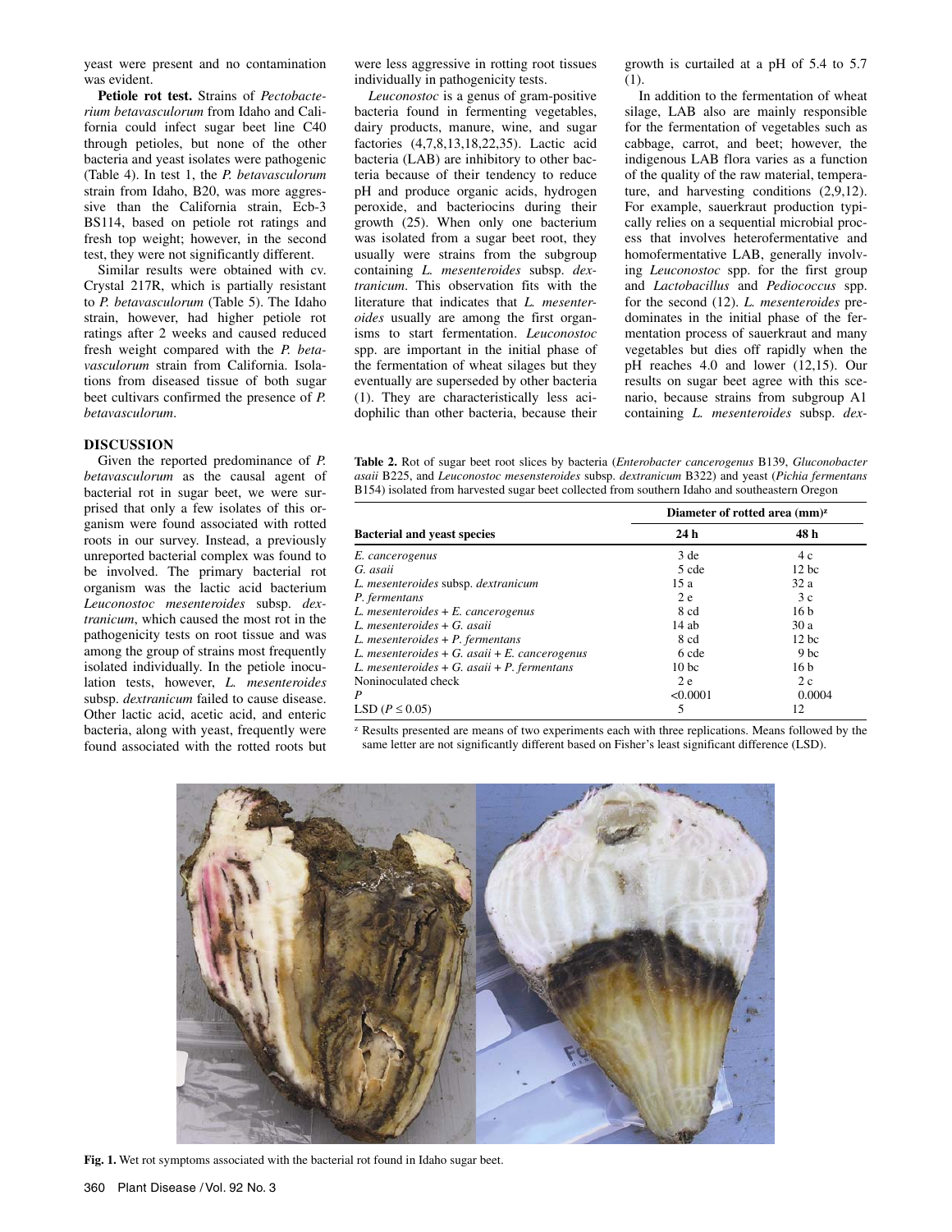yeast were present and no contamination was evident.

**Petiole rot test.** Strains of *Pectobacterium betavasculorum* from Idaho and California could infect sugar beet line C40 through petioles, but none of the other bacteria and yeast isolates were pathogenic (Table 4). In test 1, the *P. betavasculorum* strain from Idaho, B20, was more aggressive than the California strain, Ecb-3 BS114, based on petiole rot ratings and fresh top weight; however, in the second test, they were not significantly different.

Similar results were obtained with cv. Crystal 217R, which is partially resistant to *P. betavasculorum* (Table 5). The Idaho strain, however, had higher petiole rot ratings after 2 weeks and caused reduced fresh weight compared with the *P. betavasculorum* strain from California. Isolations from diseased tissue of both sugar beet cultivars confirmed the presence of *P. betavasculorum*.

## DISCUSSION

Given the reported predominance of *P. betavasculorum* as the causal agent of bacterial rot in sugar beet, we were surprised that only a few isolates of this organism were found associated with rotted roots in our survey. Instead, a previously unreported bacterial complex was found to be involved. The primary bacterial rot organism was the lactic acid bacterium *Leuconostoc mesenteroides* subsp. *dextranicum*, which caused the most rot in the pathogenicity tests on root tissue and was among the group of strains most frequently isolated individually. In the petiole inoculation tests, however, *L. mesenteroides* subsp. *dextranicum* failed to cause disease. Other lactic acid, acetic acid, and enteric bacteria, along with yeast, frequently were found associated with the rotted roots but were less aggressive in rotting root tissues individually in pathogenicity tests.

*Leuconostoc* is a genus of gram-positive bacteria found in fermenting vegetables, dairy products, manure, wine, and sugar factories (4,7,8,13,18,22,35). Lactic acid bacteria (LAB) are inhibitory to other bacteria because of their tendency to reduce pH and produce organic acids, hydrogen peroxide, and bacteriocins during their growth (25). When only one bacterium was isolated from a sugar beet root, they usually were strains from the subgroup containing *L. mesenteroides* subsp. *dextranicum*. This observation fits with the literature that indicates that *L. mesenteroides* usually are among the first organisms to start fermentation. *Leuconostoc* spp. are important in the initial phase of the fermentation of wheat silages but they eventually are superseded by other bacteria (1). They are characteristically less acidophilic than other bacteria, because their growth is curtailed at a pH of 5.4 to 5.7 (1).

In addition to the fermentation of wheat silage, LAB also are mainly responsible for the fermentation of vegetables such as cabbage, carrot, and beet; however, the indigenous LAB flora varies as a function of the quality of the raw material, temperature, and harvesting conditions (2,9,12). For example, sauerkraut production typically relies on a sequential microbial process that involves heterofermentative and homofermentative LAB, generally involving *Leuconostoc* spp. for the first group and *Lactobacillus* and *Pediococcus* spp. for the second (12). *L. mesenteroides* predominates in the initial phase of the fermentation process of sauerkraut and many vegetables but dies off rapidly when the pH reaches 4.0 and lower (12,15). Our results on sugar beet agree with this scenario, because strains from subgroup A1 containing *L. mesenteroides* subsp. *dex-*

**Table 2.** Rot of sugar beet root slices by bacteria (*Enterobacter cancerogenus* B139, *Gluconobacter asaii* B225, and *Leuconostoc mesensteroides* subsp. *dextranicum* B322) and yeast (*Pichia fermentans* B154) isolated from harvested sugar beet collected from southern Idaho and southeastern Oregon

| Bacterial and yeast species | Diameter of rotted area (mm)[z] | |
|---|---|---|
| | 24 h | 48 h |
| *E. cancerogenus* | 3 de | 4 c |
| *G. asaii* | 5 cde | 12 bc |
| *L. mesenteroides* subsp. *dextranicum* | 15 a | 32 a |
| *P. fermentans* | 2 e | 3 c |
| *L. mesenteroides* + *E. cancerogenus* | 8 cd | 16 b |
| *L. mesenteroides* + *G. asaii* | 14 ab | 30 a |
| *L. mesenteroides* + *P. fermentans* | 8 cd | 12 bc |
| *L. mesenteroides* + *G. asaii* + *E. cancerogenus* | 6 cde | 9 bc |
| *L. mesenteroides* + *G. asaii* + *P. fermentans* | 10 bc | 16 b |
| Noninoculated check | 2 e | 2 c |
| *P* | <0.0001 | 0.0004 |
| LSD ($P \leq 0.05$) | 5 | 12 |

[z] Results presented are means of two experiments each with three replications. Means followed by the same letter are not significantly different based on Fisher's least significant difference (LSD).

**Fig. 1.** Wet rot symptoms associated with the bacterial rot found in Idaho sugar beet.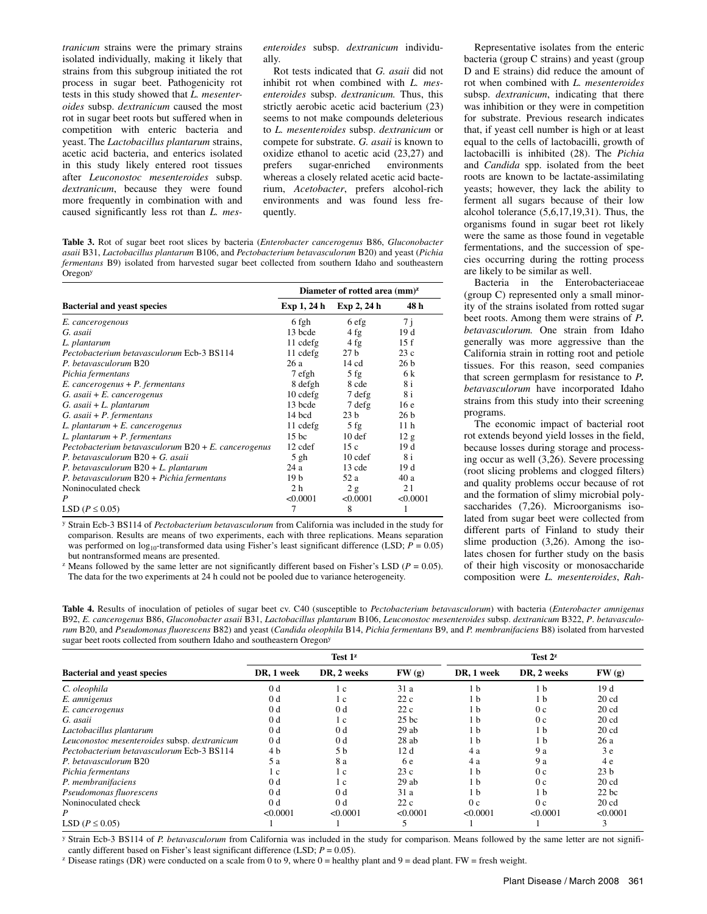*tranicum* strains were the primary strains isolated individually, making it likely that strains from this subgroup initiated the rot process in sugar beet. Pathogenicity rot tests in this study showed that *L. mesenteroides* subsp. *dextranicum* caused the most rot in sugar beet roots but suffered when in competition with enteric bacteria and yeast. The *Lactobacillus plantarum* strains, acetic acid bacteria, and enterics isolated in this study likely entered root tissues after *Leuconostoc mesenteroides* subsp. *dextranicum*, because they were found more frequently in combination with and caused significantly less rot than *L. mesenteroides* subsp. *dextranicum* individually.

Rot tests indicated that *G. asaii* did not inhibit rot when combined with *L. mesenteroides* subsp. *dextranicum.* Thus, this strictly aerobic acetic acid bacterium (23) seems to not make compounds deleterious to *L. mesenteroides* subsp. *dextranicum* or compete for substrate. *G. asaii* is known to oxidize ethanol to acetic acid (23,27) and prefers sugar-enriched environments whereas a closely related acetic acid bacterium, *Acetobacter*, prefers alcohol-rich environments and was found less frequently.

Representative isolates from the enteric bacteria (group C strains) and yeast (group D and E strains) did reduce the amount of rot when combined with *L. mesenteroides* subsp. *dextranicum*, indicating that there was inhibition or they were in competition for substrate. Previous research indicates that, if yeast cell number is high or at least equal to the cells of lactobacilli, growth of lactobacilli is inhibited (28). The *Pichia* and *Candida* spp. isolated from the beet roots are known to be lactate-assimilating yeasts; however, they lack the ability to ferment all sugars because of their low alcohol tolerance (5,6,17,19,31). Thus, the organisms found in sugar beet rot likely were the same as those found in vegetable fermentations, and the succession of species occurring during the rotting process are likely to be similar as well.

Bacteria in the Enterobacteriaceae (group C) represented only a small minority of the strains isolated from rotted sugar beet roots. Among them were strains of *P. betavasculorum.* One strain from Idaho generally was more aggressive than the California strain in rotting root and petiole tissues. For this reason, seed companies that screen germplasm for resistance to *P. betavasculorum* have incorporated Idaho strains from this study into their screening programs.

The economic impact of bacterial root rot extends beyond yield losses in the field, because losses during storage and processing occur as well (3,26). Severe processing (root slicing problems and clogged filters) and quality problems occur because of rot and the formation of slimy microbial polysaccharides (7,26). Microorganisms isolated from sugar beet were collected from different parts of Finland to study their slime production (3,26). Among the isolates chosen for further study on the basis of their high viscosity or monosaccharide composition were *L. mesenteroides*, *Rah-*

**Table 3.** Rot of sugar beet root slices by bacteria (*Enterobacter cancerogenus* B86, *Gluconobacter asaii* B31, *Lactobacillus plantarum* B106, and *Pectobacterium betavasculorum* B20) and yeast (*Pichia fermentans* B9) isolated from harvested sugar beet collected from southern Idaho and southeastern Oregon[y]

| Bacterial and yeast species | Diameter of rotted area (mm)[z] | | |
|---|---|---|---|
| | Exp 1, 24 h | Exp 2, 24 h | 48 h |
| *E. cancerogenous* | 6 fgh | 6 efg | 7 j |
| *G. asaii* | 13 bcde | 4 fg | 19 d |
| *L. plantarum* | 11 cdefg | 4 fg | 15 f |
| *Pectobacterium betavasculorum* Ecb-3 BS114 | 11 cdefg | 27 b | 23 c |
| *P. betavasculorum* B20 | 26 a | 14 cd | 26 b |
| *Pichia fermentans* | 7 efgh | 5 fg | 6 k |
| *E. cancerogenus* + *P. fermentans* | 8 defgh | 8 cde | 8 i |
| *G. asaii* + *E. cancerogenus* | 10 cdefg | 7 defg | 8 i |
| *G. asaii* + *L. plantarum* | 13 bcde | 7 defg | 16 e |
| *G. asaii* + *P. fermentans* | 14 bcd | 23 b | 26 b |
| *L. plantarum* + *E. cancerogenus* | 11 cdefg | 5 fg | 11 h |
| *L. plantarum* + *P. fermentans* | 15 bc | 10 def | 12 g |
| *Pectobacterium betavasculorum* B20 + *E. cancerogenus* | 12 cdef | 15 c | 19 d |
| *P. betavasculorum* B20 + *G. asaii* | 5 gh | 10 cdef | 8 i |
| *P. betavasculorum* B20 + *L. plantarum* | 24 a | 13 cde | 19 d |
| *P. betavasculorum* B20 + *Pichia fermentans* | 19 b | 52 a | 40 a |
| Noninoculated check | 2 h | 2 g | 2 l |
| *P* | <0.0001 | <0.0001 | <0.0001 |
| LSD ($P \leq 0.05$) | 7 | 8 | 1 |

[y] Strain Ecb-3 BS114 of *Pectobacterium betavasculorum* from California was included in the study for comparison. Results are means of two experiments, each with three replications. Means separation was performed on $\log_{10}$-transformed data using Fisher's least significant difference (LSD; $P = 0.05$) but nontransformed means are presented.

[z] Means followed by the same letter are not significantly different based on Fisher's LSD ($P = 0.05$). The data for the two experiments at 24 h could not be pooled due to variance heterogeneity.

**Table 4.** Results of inoculation of petioles of sugar beet cv. C40 (susceptible to *Pectobacterium betavasculorum*) with bacteria (*Enterobacter amnigenus* B92, *E. cancerogenus* B86, *Gluconobacter asaii* B31, *Lactobacillus plantarum* B106, *Leuconostoc mesenteroides* subsp. *dextranicum* B322, *P. betavasculorum* B20, and *Pseudomonas fluorescens* B82) and yeast (*Candida oleophila* B14, *Pichia fermentans* B9, and *P. membranifaciens* B8) isolated from harvested sugar beet roots collected from southern Idaho and southeastern Oregon[y]

| Bacterial and yeast species | Test 1[z] | | | Test 2[z] | | |
|---|---|---|---|---|---|---|
| | DR, 1 week | DR, 2 weeks | FW (g) | DR, 1 week | DR, 2 weeks | FW (g) |
| *C. oleophila* | 0 d | 1 c | 31 a | 1 b | 1 b | 19 d |
| *E. amnigenus* | 0 d | 1 c | 22 c | 1 b | 1 b | 20 cd |
| *E. cancerogenus* | 0 d | 0 d | 22 c | 1 b | 0 c | 20 cd |
| *G. asaii* | 0 d | 1 c | 25 bc | 1 b | 0 c | 20 cd |
| *Lactobacillus plantarum* | 0 d | 0 d | 29 ab | 1 b | 1 b | 20 cd |
| *Leuconostoc mesenteroides* subsp. *dextranicum* | 0 d | 0 d | 28 ab | 1 b | 1 b | 26 a |
| *Pectobacterium betavasculorum* Ecb-3 BS114 | 4 b | 5 b | 12 d | 4 a | 9 a | 3 e |
| *P. betavasculorum* B20 | 5 a | 8 a | 6 e | 4 a | 9 a | 4 e |
| *Pichia fermentans* | 1 c | 1 c | 23 c | 1 b | 0 c | 23 b |
| *P. membranifaciens* | 0 d | 1 c | 29 ab | 1 b | 0 c | 20 cd |
| *Pseudomonas fluorescens* | 0 d | 0 d | 31 a | 1 b | 1 b | 22 bc |
| Noninoculated check | 0 d | 0 d | 22 c | 0 c | 0 c | 20 cd |
| *P* | <0.0001 | <0.0001 | <0.0001 | <0.0001 | <0.0001 | <0.0001 |
| LSD ($P \leq 0.05$) | 1 | 1 | 5 | 1 | 1 | 3 |

[y] Strain Ecb-3 BS114 of *P. betavasculorum* from California was included in the study for comparison. Means followed by the same letter are not significantly different based on Fisher's least significant difference (LSD; $P = 0.05$).

[z] Disease ratings (DR) were conducted on a scale from 0 to 9, where 0 = healthy plant and 9 = dead plant. FW = fresh weight.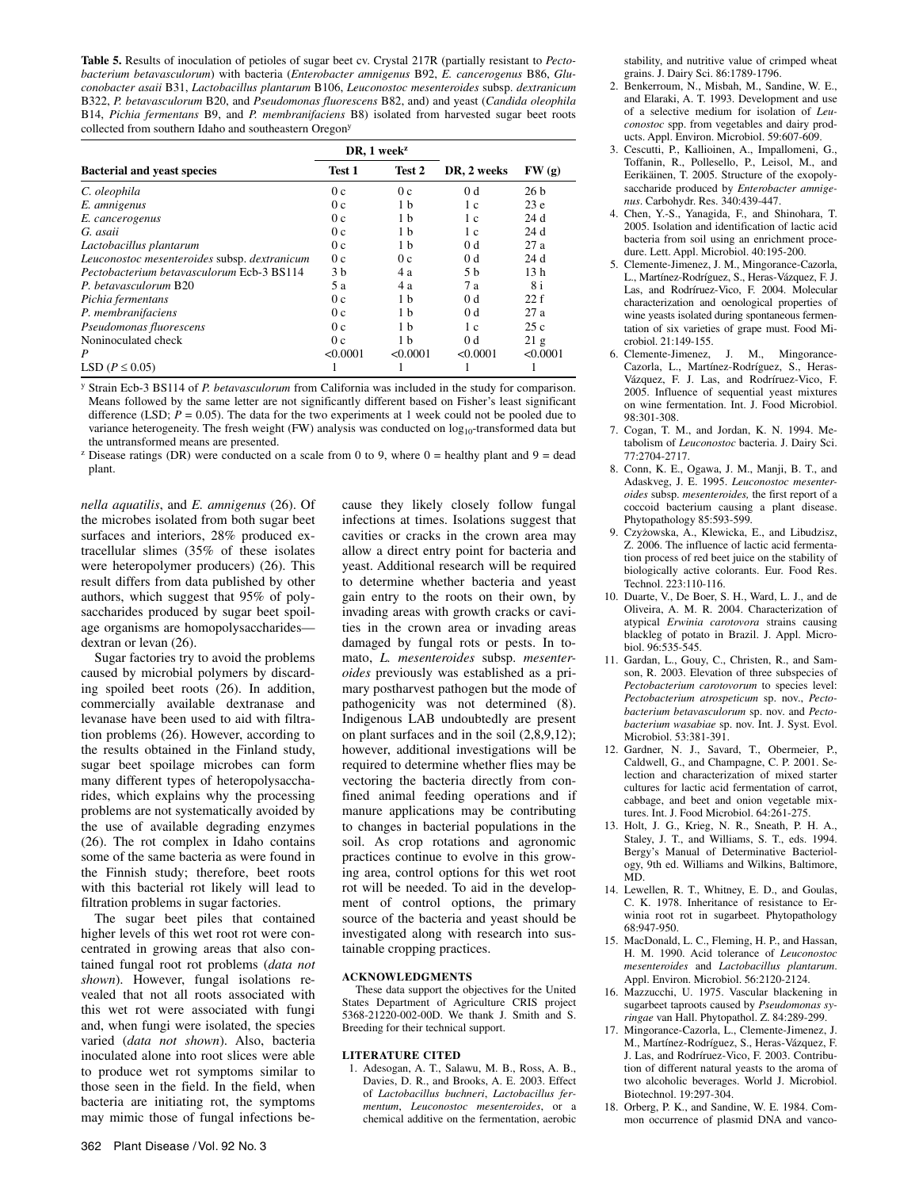**Table 5.** Results of inoculation of petioles of sugar beet cv. Crystal 217R (partially resistant to *Pectobacterium betavasculorum*) with bacteria (*Enterobacter amnigenus* B92, *E. cancerogenus* B86, *Gluconobacter asaii* B31, *Lactobacillus plantarum* B106, *Leuconostoc mesenteroides* subsp. *dextranicum* B322, *P. betavasculorum* B20, and *Pseudomonas fluorescens* B82, and) and yeast (*Candida oleophila* B14, *Pichia fermentans* B9, and *P. membranifaciens* B8) isolated from harvested sugar beet roots collected from southern Idaho and southeastern Oregon[y]

| Bacterial and yeast species | DR, 1 week[z] | | DR, 2 weeks | FW (g) |
|---|---|---|---|---|
| | Test 1 | Test 2 | | |
| *C. oleophila* | 0 c | 0 c | 0 d | 26 b |
| *E. amnigenus* | 0 c | 1 b | 1 c | 23 e |
| *E. cancerogenus* | 0 c | 1 b | 1 c | 24 d |
| *G. asaii* | 0 c | 1 b | 1 c | 24 d |
| *Lactobacillus plantarum* | 0 c | 1 b | 0 d | 27 a |
| *Leuconostoc mesenteroides* subsp. *dextranicum* | 0 c | 0 c | 0 d | 24 d |
| *Pectobacterium betavasculorum* Ecb-3 BS114 | 3 b | 4 a | 5 b | 13 h |
| *P. betavasculorum* B20 | 5 a | 4 a | 7 a | 8 i |
| *Pichia fermentans* | 0 c | 1 b | 0 d | 22 f |
| *P. membranifaciens* | 0 c | 1 b | 0 d | 27 a |
| *Pseudomonas fluorescens* | 0 c | 1 b | 1 c | 25 c |
| Noninoculated check | 0 c | 1 b | 0 d | 21 g |
| *P* | <0.0001 | <0.0001 | <0.0001 | <0.0001 |
| LSD ($P \leq 0.05$) | 1 | 1 | 1 | 1 |

[y] Strain Ecb-3 BS114 of *P. betavasculorum* from California was included in the study for comparison. Means followed by the same letter are not significantly different based on Fisher's least significant difference (LSD; $P = 0.05$). The data for the two experiments at 1 week could not be pooled due to variance heterogeneity. The fresh weight (FW) analysis was conducted on $\log_{10}$-transformed data but the untransformed means are presented.

[z] Disease ratings (DR) were conducted on a scale from 0 to 9, where 0 = healthy plant and 9 = dead plant.

*nella aquatilis*, and *E. amnigenus* (26). Of the microbes isolated from both sugar beet surfaces and interiors, 28% produced extracellular slimes (35% of these isolates were heteropolymer producers) (26). This result differs from data published by other authors, which suggest that 95% of polysaccharides produced by sugar beet spoilage organisms are homopolysaccharides—dextran or levan (26).

Sugar factories try to avoid the problems caused by microbial polymers by discarding spoiled beet roots (26). In addition, commercially available dextranase and levanase have been used to aid with filtration problems (26). However, according to the results obtained in the Finland study, sugar beet spoilage microbes can form many different types of heteropolysaccharides, which explains why the processing problems are not systematically avoided by the use of available degrading enzymes (26). The rot complex in Idaho contains some of the same bacteria as were found in the Finnish study; therefore, beet roots with this bacterial rot likely will lead to filtration problems in sugar factories.

The sugar beet piles that contained higher levels of this wet root rot were concentrated in growing areas that also contained fungal root rot problems (*data not shown*). However, fungal isolations revealed that not all roots associated with this wet rot were associated with fungi and, when fungi were isolated, the species varied (*data not shown*). Also, bacteria inoculated alone into root slices were able to produce wet rot symptoms similar to those seen in the field. In the field, when bacteria are initiating rot, the symptoms may mimic those of fungal infections because they likely closely follow fungal infections at times. Isolations suggest that cavities or cracks in the crown area may allow a direct entry point for bacteria and yeast. Additional research will be required to determine whether bacteria and yeast gain entry to the roots on their own, by invading areas with growth cracks or cavities in the crown area or invading areas damaged by fungal rots or pests. In tomato, *L. mesenteroides* subsp. *mesenteroides* previously was established as a primary postharvest pathogen but the mode of pathogenicity was not determined (8). Indigenous LAB undoubtedly are present on plant surfaces and in the soil (2,8,9,12); however, additional investigations will be required to determine whether flies may be vectoring the bacteria directly from confined animal feeding operations and if manure applications may be contributing to changes in bacterial populations in the soil. As crop rotations and agronomic practices continue to evolve in this growing area, control options for this wet root rot will be needed. To aid in the development of control options, the primary source of the bacteria and yeast should be investigated along with research into sustainable cropping practices.

## ACKNOWLEDGMENTS

These data support the objectives for the United States Department of Agriculture CRIS project 5368-21220-002-00D. We thank J. Smith and S. Breeding for their technical support.

## LITERATURE CITED

1. Adesogan, A. T., Salawu, M. B., Ross, A. B., Davies, D. R., and Brooks, A. E. 2003. Effect of *Lactobacillus buchneri*, *Lactobacillus fermentum*, *Leuconostoc mesenteroides*, or a chemical additive on the fermentation, aerobic stability, and nutritive value of crimped wheat grains. J. Dairy Sci. 86:1789-1796.
2. Benkerroum, N., Misbah, M., Sandine, W. E., and Elaraki, A. T. 1993. Development and use of a selective medium for isolation of *Leuconostoc* spp. from vegetables and dairy products. Appl. Environ. Microbiol. 59:607-609.
3. Cescutti, P., Kallioinen, A., Impallomeni, G., Toffanin, R., Pollesello, P., Leisol, M., and Eerikäinen, T. 2005. Structure of the exopolysaccharide produced by *Enterobacter amnigenus*. Carbohydr. Res. 340:439-447.
4. Chen, Y.-S., Yanagida, F., and Shinohara, T. 2005. Isolation and identification of lactic acid bacteria from soil using an enrichment procedure. Lett. Appl. Microbiol. 40:195-200.
5. Clemente-Jimenez, J. M., Mingorance-Cazorla, L., Martínez-Rodríguez, S., Heras-Vázquez, F. J. Las, and Rodríruez-Vico, F. 2004. Molecular characterization and oenological properties of wine yeasts isolated during spontaneous fermentation of six varieties of grape must. Food Microbiol. 21:149-155.
6. Clemente-Jimenez, J. M., Mingorance-Cazorla, L., Martínez-Rodríguez, S., Heras-Vázquez, F. J. Las, and Rodríruez-Vico, F. 2005. Influence of sequential yeast mixtures on wine fermentation. Int. J. Food Microbiol. 98:301-308.
7. Cogan, T. M., and Jordan, K. N. 1994. Metabolism of *Leuconostoc* bacteria. J. Dairy Sci. 77:2704-2717.
8. Conn, K. E., Ogawa, J. M., Manji, B. T., and Adaskveg, J. E. 1995. *Leuconostoc mesenteroides* subsp. *mesenteroides*, the first report of a coccoid bacterium causing a plant disease. Phytopathology 85:593-599.
9. Czyżowska, A., Klewicka, E., and Libudzisz, Z. 2006. The influence of lactic acid fermentation process of red beet juice on the stability of biologically active colorants. Eur. Food Res. Technol. 223:110-116.
10. Duarte, V., De Boer, S. H., Ward, L. J., and de Oliveira, A. M. R. 2004. Characterization of atypical *Erwinia carotovora* strains causing blackleg of potato in Brazil. J. Appl. Microbiol. 96:535-545.
11. Gardan, L., Gouy, C., Christen, R., and Samson, R. 2003. Elevation of three subspecies of *Pectobacterium carotovorum* to species level: *Pectobacterium atrospeticum* sp. nov., *Pectobacterium betavasculorum* sp. nov. and *Pectobacterium wasabiae* sp. nov. Int. J. Syst. Evol. Microbiol. 53:381-391.
12. Gardner, N. J., Savard, T., Obermeier, P., Caldwell, G., and Champagne, C. P. 2001. Selection and characterization of mixed starter cultures for lactic acid fermentation of carrot, cabbage, and beet and onion vegetable mixtures. Int. J. Food Microbiol. 64:261-275.
13. Holt, J. G., Krieg, N. R., Sneath, P. H. A., Staley, J. T., and Williams, S. T., eds. 1994. Bergy's Manual of Determinative Bacteriology, 9th ed. Williams and Wilkins, Baltimore, MD.
14. Lewellen, R. T., Whitney, E. D., and Goulas, C. K. 1978. Inheritance of resistance to Erwinia root rot in sugarbeet. Phytopathology 68:947-950.
15. MacDonald, L. C., Fleming, H. P., and Hassan, H. M. 1990. Acid tolerance of *Leuconostoc mesenteroides* and *Lactobacillus plantarum*. Appl. Environ. Microbiol. 56:2120-2124.
16. Mazzucchi, U. 1975. Vascular blackening in sugarbeet taproots caused by *Pseudomonas syringae* van Hall. Phytopathol. Z. 84:289-299.
17. Mingorance-Cazorla, L., Clemente-Jimenez, J. M., Martínez-Rodríguez, S., Heras-Vázquez, F. J. Las, and Rodríruez-Vico, F. 2003. Contribution of different natural yeasts to the aroma of two alcoholic beverages. World J. Microbiol. Biotechnol. 19:297-304.
18. Orberg, P. K., and Sandine, W. E. 1984. Common occurrence of plasmid DNA and vanco-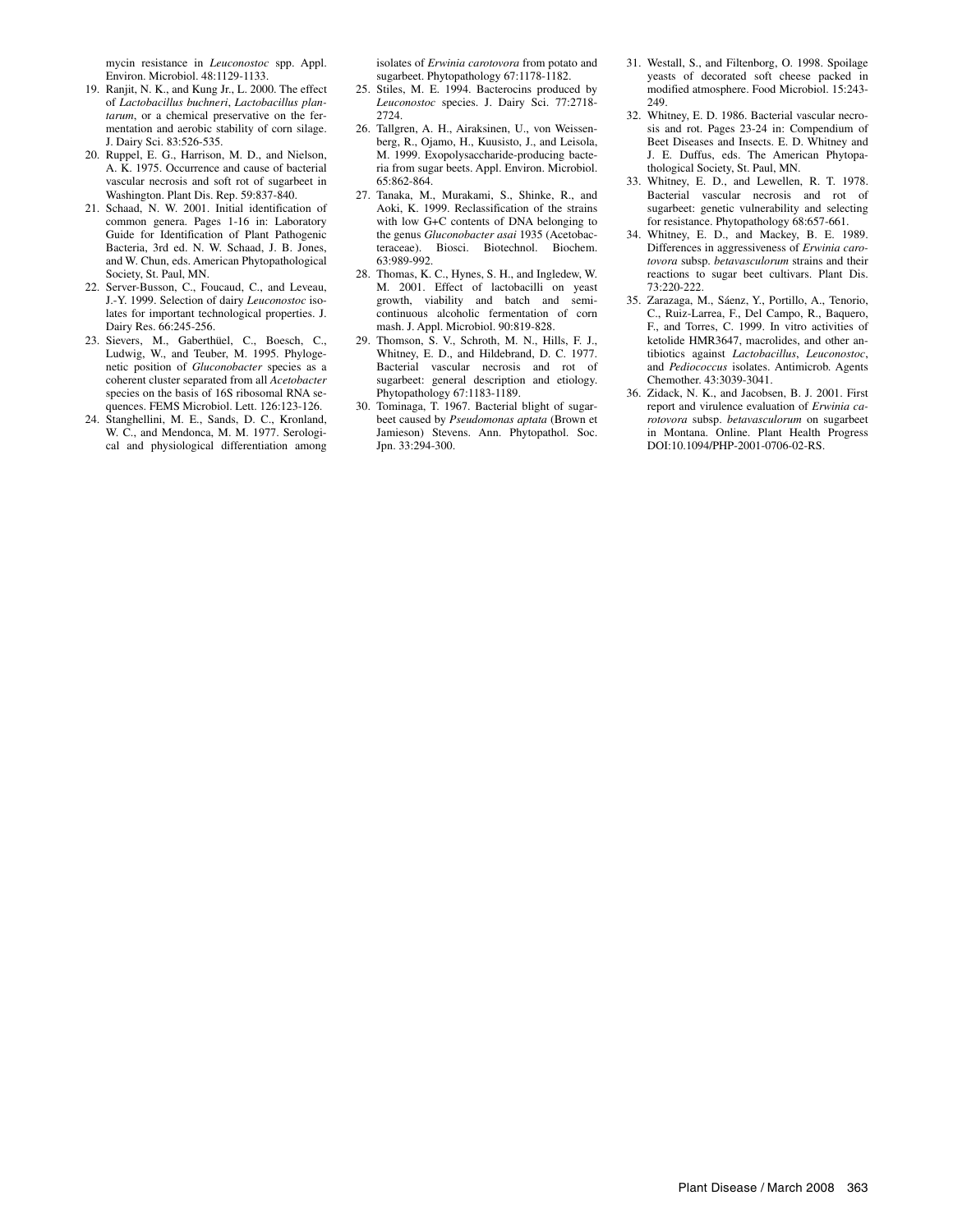mycin resistance in *Leuconostoc* spp. Appl. Environ. Microbiol. 48:1129-1133.

19. Ranjit, N. K., and Kung Jr., L. 2000. The effect of *Lactobacillus buchneri*, *Lactobacillus plantarum*, or a chemical preservative on the fermentation and aerobic stability of corn silage. J. Dairy Sci. 83:526-535.
20. Ruppel, E. G., Harrison, M. D., and Nielson, A. K. 1975. Occurrence and cause of bacterial vascular necrosis and soft rot of sugarbeet in Washington. Plant Dis. Rep. 59:837-840.
21. Schaad, N. W. 2001. Initial identification of common genera. Pages 1-16 in: Laboratory Guide for Identification of Plant Pathogenic Bacteria, 3rd ed. N. W. Schaad, J. B. Jones, and W. Chun, eds. American Phytopathological Society, St. Paul, MN.
22. Server-Busson, C., Foucaud, C., and Leveau, J.-Y. 1999. Selection of dairy *Leuconostoc* isolates for important technological properties. J. Dairy Res. 66:245-256.
23. Sievers, M., Gaberthüel, C., Boesch, C., Ludwig, W., and Teuber, M. 1995. Phylogenetic position of *Gluconobacter* species as a coherent cluster separated from all *Acetobacter* species on the basis of 16S ribosomal RNA sequences. FEMS Microbiol. Lett. 126:123-126.
24. Stanghellini, M. E., Sands, D. C., Kronland, W. C., and Mendonca, M. M. 1977. Serological and physiological differentiation among isolates of *Erwinia carotovora* from potato and sugarbeet. Phytopathology 67:1178-1182.
25. Stiles, M. E. 1994. Bacterocins produced by *Leuconostoc* species. J. Dairy Sci. 77:2718-2724.
26. Tallgren, A. H., Airaksinen, U., von Weissenberg, R., Ojamo, H., Kuusisto, J., and Leisola, M. 1999. Exopolysaccharide-producing bacteria from sugar beets. Appl. Environ. Microbiol. 65:862-864.
27. Tanaka, M., Murakami, S., Shinke, R., and Aoki, K. 1999. Reclassification of the strains with low G+C contents of DNA belonging to the genus *Gluconobacter asai* 1935 (Acetobacteraceae). Biosci. Biotechnol. Biochem. 63:989-992.
28. Thomas, K. C., Hynes, S. H., and Ingledew, W. M. 2001. Effect of lactobacilli on yeast growth, viability and batch and semi-continuous alcoholic fermentation of corn mash. J. Appl. Microbiol. 90:819-828.
29. Thomson, S. V., Schroth, M. N., Hills, F. J., Whitney, E. D., and Hildebrand, D. C. 1977. Bacterial vascular necrosis and rot of sugarbeet: general description and etiology. Phytopathology 67:1183-1189.
30. Tominaga, T. 1967. Bacterial blight of sugarbeet caused by *Pseudomonas aptata* (Brown et Jamieson) Stevens. Ann. Phytopathol. Soc. Jpn. 33:294-300.
31. Westall, S., and Filtenborg, O. 1998. Spoilage yeasts of decorated soft cheese packed in modified atmosphere. Food Microbiol. 15:243-249.
32. Whitney, E. D. 1986. Bacterial vascular necrosis and rot. Pages 23-24 in: Compendium of Beet Diseases and Insects. E. D. Whitney and J. E. Duffus, eds. The American Phytopathological Society, St. Paul, MN.
33. Whitney, E. D., and Lewellen, R. T. 1978. Bacterial vascular necrosis and rot of sugarbeet: genetic vulnerability and selecting for resistance. Phytopathology 68:657-661.
34. Whitney, E. D., and Mackey, B. E. 1989. Differences in aggressiveness of *Erwinia carotovora* subsp. *betavasculorum* strains and their reactions to sugar beet cultivars. Plant Dis. 73:220-222.
35. Zarazaga, M., Sáenz, Y., Portillo, A., Tenorio, C., Ruiz-Larrea, F., Del Campo, R., Baquero, F., and Torres, C. 1999. In vitro activities of ketolide HMR3647, macrolides, and other antibiotics against *Lactobacillus*, *Leuconostoc*, and *Pediococcus* isolates. Antimicrob. Agents Chemother. 43:3039-3041.
36. Zidack, N. K., and Jacobsen, B. J. 2001. First report and virulence evaluation of *Erwinia carotovora* subsp. *betavasculorum* on sugarbeet in Montana. Online. Plant Health Progress DOI:10.1094/PHP-2001-0706-02-RS.